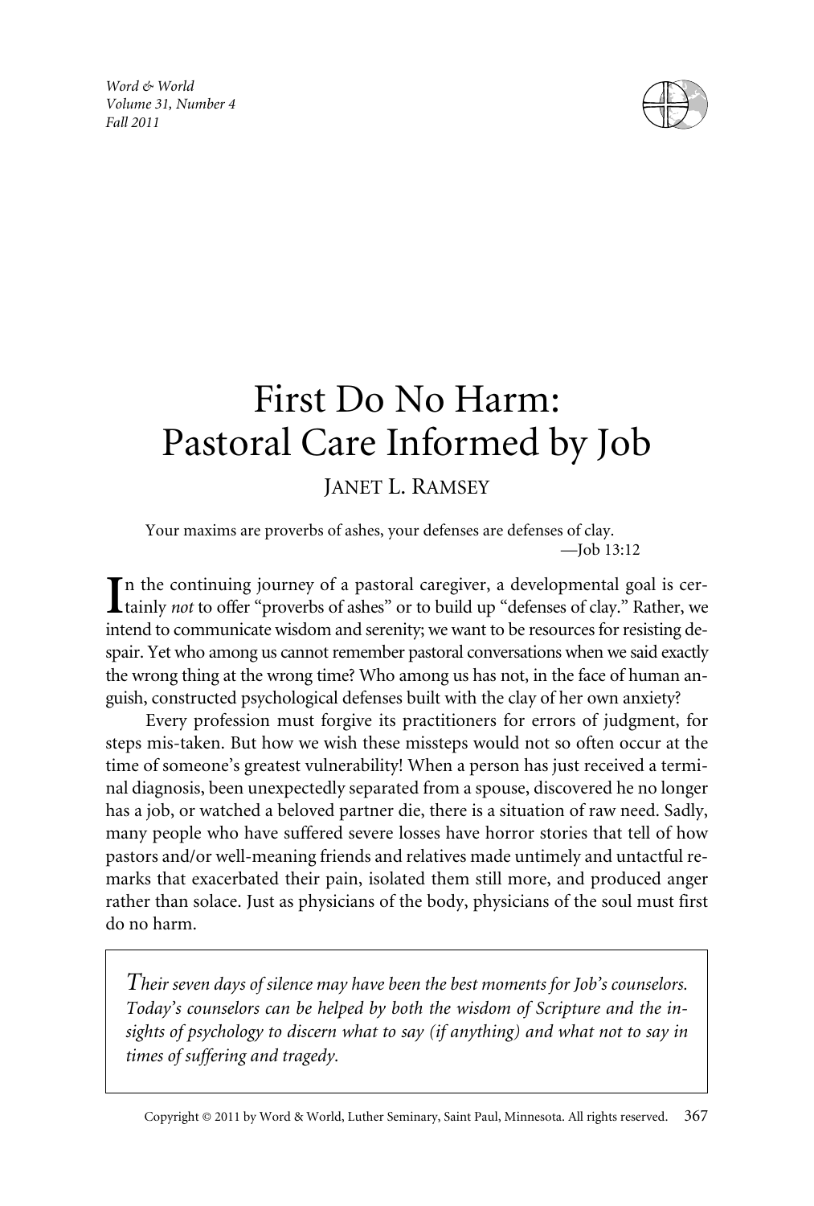# First Do No Harm: Pastoral Care Informed by Job

JANET L. RAMSEY

> Your maxims are proverbs of ashes, your defenses are defenses of clay.
> —Job 13:12

In the continuing journey of a pastoral caregiver, a developmental goal is certainly *not* to offer "proverbs of ashes" or to build up "defenses of clay." Rather, we intend to communicate wisdom and serenity; we want to be resources for resisting despair. Yet who among us cannot remember pastoral conversations when we said exactly the wrong thing at the wrong time? Who among us has not, in the face of human anguish, constructed psychological defenses built with the clay of her own anxiety?

Every profession must forgive its practitioners for errors of judgment, for steps mis-taken. But how we wish these missteps would not so often occur at the time of someone's greatest vulnerability! When a person has just received a terminal diagnosis, been unexpectedly separated from a spouse, discovered he no longer has a job, or watched a beloved partner die, there is a situation of raw need. Sadly, many people who have suffered severe losses have horror stories that tell of how pastors and/or well-meaning friends and relatives made untimely and untactful remarks that exacerbated their pain, isolated them still more, and produced anger rather than solace. Just as physicians of the body, physicians of the soul must first do no harm.

> *Their seven days of silence may have been the best moments for Job's counselors. Today's counselors can be helped by both the wisdom of Scripture and the insights of psychology to discern what to say (if anything) and what not to say in times of suffering and tragedy.*

Copyright © 2011 by Word & World, Luther Seminary, Saint Paul, Minnesota. All rights reserved.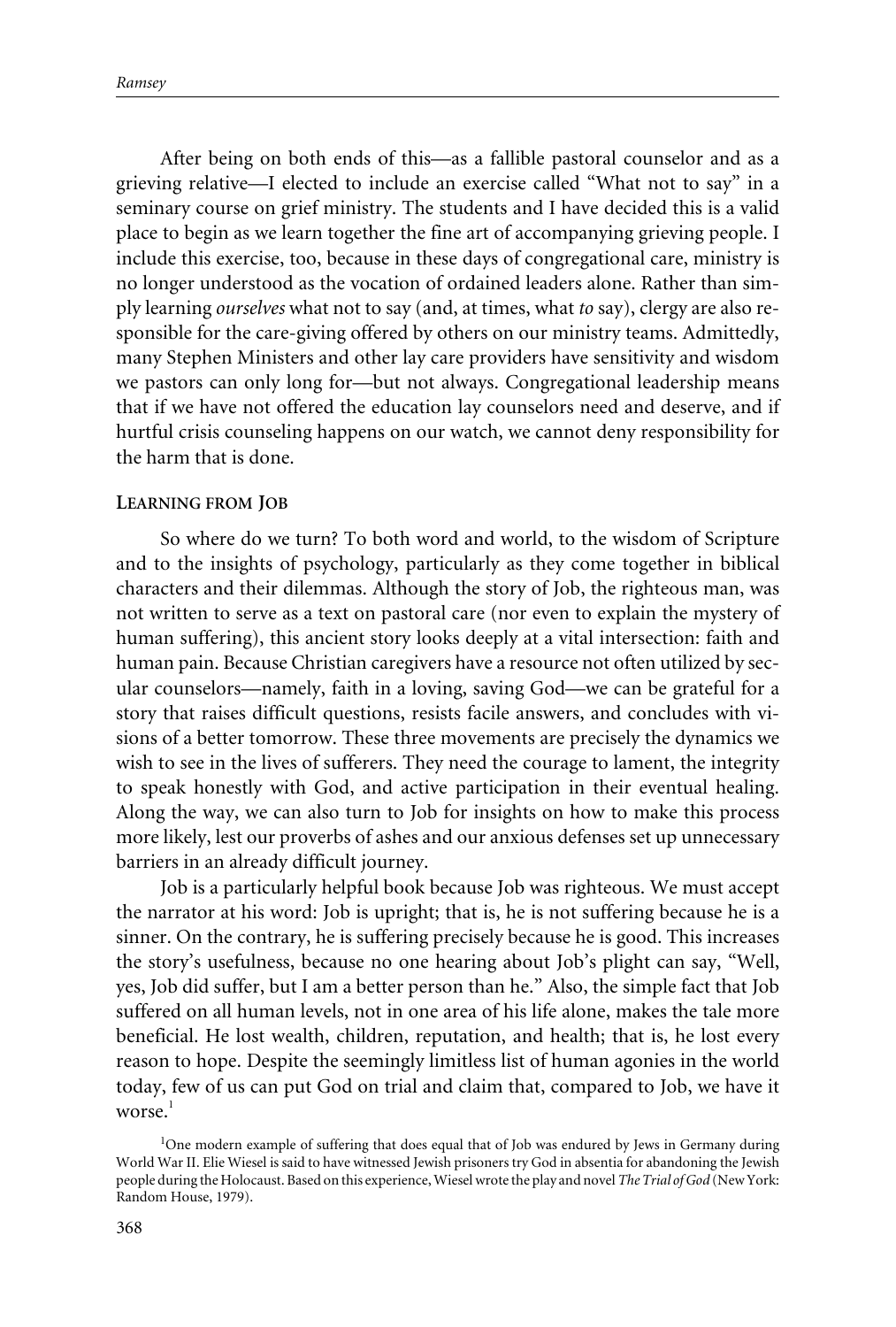After being on both ends of this—as a fallible pastoral counselor and as a grieving relative—I elected to include an exercise called "What not to say" in a seminary course on grief ministry. The students and I have decided this is a valid place to begin as we learn together the fine art of accompanying grieving people. I include this exercise, too, because in these days of congregational care, ministry is no longer understood as the vocation of ordained leaders alone. Rather than simply learning *ourselves* what not to say (and, at times, what *to* say), clergy are also responsible for the care-giving offered by others on our ministry teams. Admittedly, many Stephen Ministers and other lay care providers have sensitivity and wisdom we pastors can only long for—but not always. Congregational leadership means that if we have not offered the education lay counselors need and deserve, and if hurtful crisis counseling happens on our watch, we cannot deny responsibility for the harm that is done.

## Learning from Job

So where do we turn? To both word and world, to the wisdom of Scripture and to the insights of psychology, particularly as they come together in biblical characters and their dilemmas. Although the story of Job, the righteous man, was not written to serve as a text on pastoral care (nor even to explain the mystery of human suffering), this ancient story looks deeply at a vital intersection: faith and human pain. Because Christian caregivers have a resource not often utilized by secular counselors—namely, faith in a loving, saving God—we can be grateful for a story that raises difficult questions, resists facile answers, and concludes with visions of a better tomorrow. These three movements are precisely the dynamics we wish to see in the lives of sufferers. They need the courage to lament, the integrity to speak honestly with God, and active participation in their eventual healing. Along the way, we can also turn to Job for insights on how to make this process more likely, lest our proverbs of ashes and our anxious defenses set up unnecessary barriers in an already difficult journey.

Job is a particularly helpful book because Job was righteous. We must accept the narrator at his word: Job is upright; that is, he is not suffering because he is a sinner. On the contrary, he is suffering precisely because he is good. This increases the story's usefulness, because no one hearing about Job's plight can say, "Well, yes, Job did suffer, but I am a better person than he." Also, the simple fact that Job suffered on all human levels, not in one area of his life alone, makes the tale more beneficial. He lost wealth, children, reputation, and health; that is, he lost every reason to hope. Despite the seemingly limitless list of human agonies in the world today, few of us can put God on trial and claim that, compared to Job, we have it worse.[1]

[1] One modern example of suffering that does equal that of Job was endured by Jews in Germany during World War II. Elie Wiesel is said to have witnessed Jewish prisoners try God in absentia for abandoning the Jewish people during the Holocaust. Based on this experience, Wiesel wrote the play and novel *The Trial of God* (New York: Random House, 1979).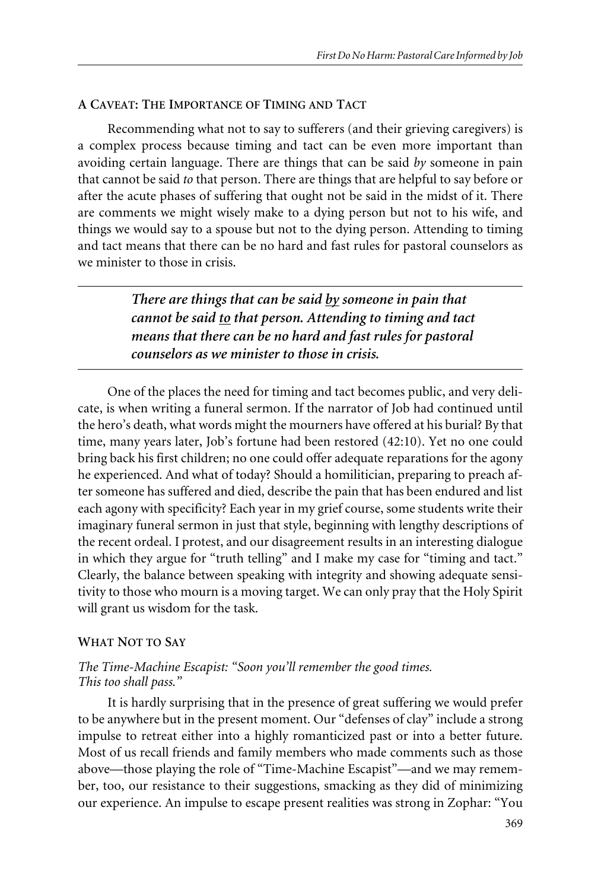### A Caveat: The Importance of Timing and Tact

Recommending what not to say to sufferers (and their grieving caregivers) is a complex process because timing and tact can be even more important than avoiding certain language. There are things that can be said *by* someone in pain that cannot be said *to* that person. There are things that are helpful to say before or after the acute phases of suffering that ought not be said in the midst of it. There are comments we might wisely make to a dying person but not to his wife, and things we would say to a spouse but not to the dying person. Attending to timing and tact means that there can be no hard and fast rules for pastoral counselors as we minister to those in crisis.

> ***There are things that can be said <u>by</u> someone in pain that cannot be said <u>to</u> that person. Attending to timing and tact means that there can be no hard and fast rules for pastoral counselors as we minister to those in crisis.***

One of the places the need for timing and tact becomes public, and very delicate, is when writing a funeral sermon. If the narrator of Job had continued until the hero's death, what words might the mourners have offered at his burial? By that time, many years later, Job's fortune had been restored (42:10). Yet no one could bring back his first children; no one could offer adequate reparations for the agony he experienced. And what of today? Should a homilitician, preparing to preach after someone has suffered and died, describe the pain that has been endured and list each agony with specificity? Each year in my grief course, some students write their imaginary funeral sermon in just that style, beginning with lengthy descriptions of the recent ordeal. I protest, and our disagreement results in an interesting dialogue in which they argue for "truth telling" and I make my case for "timing and tact." Clearly, the balance between speaking with integrity and showing adequate sensitivity to those who mourn is a moving target. We can only pray that the Holy Spirit will grant us wisdom for the task.

### What Not to Say

*The Time-Machine Escapist: "Soon you'll remember the good times. This too shall pass."*

It is hardly surprising that in the presence of great suffering we would prefer to be anywhere but in the present moment. Our "defenses of clay" include a strong impulse to retreat either into a highly romanticized past or into a better future. Most of us recall friends and family members who made comments such as those above—those playing the role of "Time-Machine Escapist"—and we may remember, too, our resistance to their suggestions, smacking as they did of minimizing our experience. An impulse to escape present realities was strong in Zophar: "You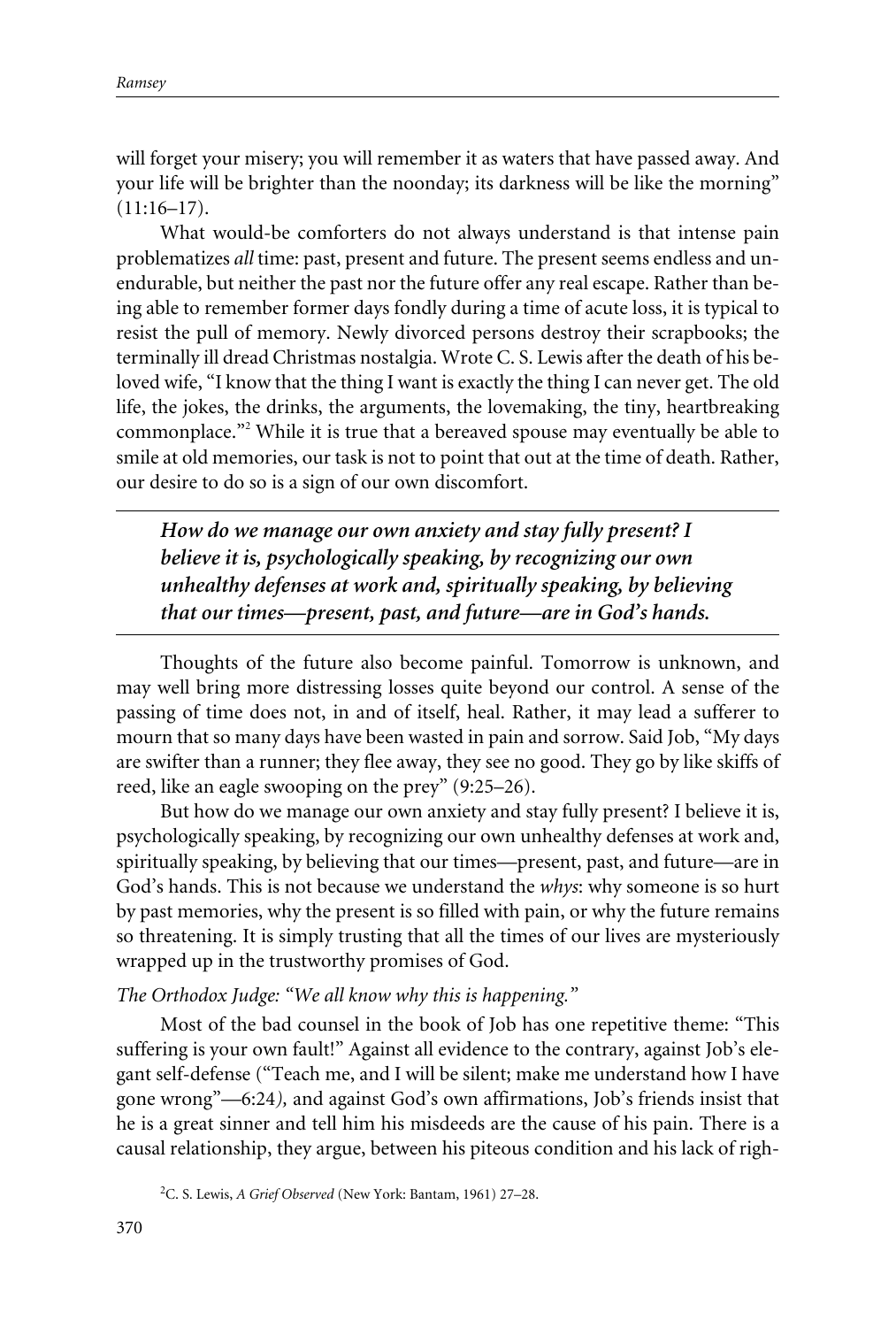will forget your misery; you will remember it as waters that have passed away. And your life will be brighter than the noonday; its darkness will be like the morning" (11:16–17).

What would-be comforters do not always understand is that intense pain problematizes *all* time: past, present and future. The present seems endless and unendurable, but neither the past nor the future offer any real escape. Rather than being able to remember former days fondly during a time of acute loss, it is typical to resist the pull of memory. Newly divorced persons destroy their scrapbooks; the terminally ill dread Christmas nostalgia. Wrote C. S. Lewis after the death of his beloved wife, "I know that the thing I want is exactly the thing I can never get. The old life, the jokes, the drinks, the arguments, the lovemaking, the tiny, heartbreaking commonplace."[2] While it is true that a bereaved spouse may eventually be able to smile at old memories, our task is not to point that out at the time of death. Rather, our desire to do so is a sign of our own discomfort.

> ***How do we manage our own anxiety and stay fully present? I believe it is, psychologically speaking, by recognizing our own unhealthy defenses at work and, spiritually speaking, by believing that our times—present, past, and future—are in God's hands.***

Thoughts of the future also become painful. Tomorrow is unknown, and may well bring more distressing losses quite beyond our control. A sense of the passing of time does not, in and of itself, heal. Rather, it may lead a sufferer to mourn that so many days have been wasted in pain and sorrow. Said Job, "My days are swifter than a runner; they flee away, they see no good. They go by like skiffs of reed, like an eagle swooping on the prey" (9:25–26).

But how do we manage our own anxiety and stay fully present? I believe it is, psychologically speaking, by recognizing our own unhealthy defenses at work and, spiritually speaking, by believing that our times—present, past, and future—are in God's hands. This is not because we understand the *whys*: why someone is so hurt by past memories, why the present is so filled with pain, or why the future remains so threatening. It is simply trusting that all the times of our lives are mysteriously wrapped up in the trustworthy promises of God.

*The Orthodox Judge: "We all know why this is happening."*

Most of the bad counsel in the book of Job has one repetitive theme: "This suffering is your own fault!" Against all evidence to the contrary, against Job's elegant self-defense ("Teach me, and I will be silent; make me understand how I have gone wrong"—6:24*),* and against God's own affirmations, Job's friends insist that he is a great sinner and tell him his misdeeds are the cause of his pain. There is a causal relationship, they argue, between his piteous condition and his lack of righ-

---

[2] C. S. Lewis, *A Grief Observed* (New York: Bantam, 1961) 27–28.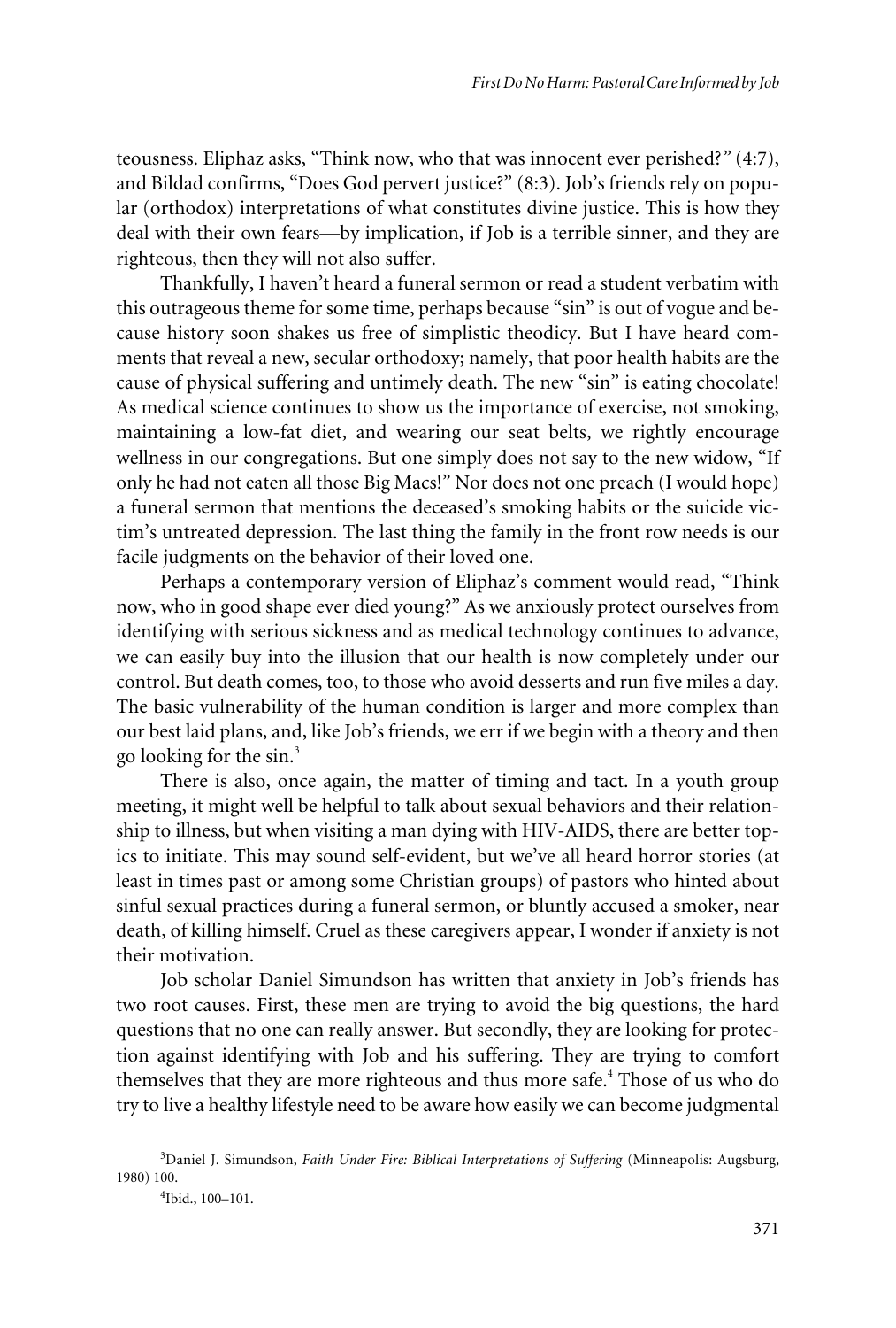teousness. Eliphaz asks, "Think now, who that was innocent ever perished?" (4:7), and Bildad confirms, "Does God pervert justice?" (8:3). Job's friends rely on popular (orthodox) interpretations of what constitutes divine justice. This is how they deal with their own fears—by implication, if Job is a terrible sinner, and they are righteous, then they will not also suffer.

Thankfully, I haven't heard a funeral sermon or read a student verbatim with this outrageous theme for some time, perhaps because "sin" is out of vogue and because history soon shakes us free of simplistic theodicy. But I have heard comments that reveal a new, secular orthodoxy; namely, that poor health habits are the cause of physical suffering and untimely death. The new "sin" is eating chocolate! As medical science continues to show us the importance of exercise, not smoking, maintaining a low-fat diet, and wearing our seat belts, we rightly encourage wellness in our congregations. But one simply does not say to the new widow, "If only he had not eaten all those Big Macs!" Nor does not one preach (I would hope) a funeral sermon that mentions the deceased's smoking habits or the suicide victim's untreated depression. The last thing the family in the front row needs is our facile judgments on the behavior of their loved one.

Perhaps a contemporary version of Eliphaz's comment would read, "Think now, who in good shape ever died young?" As we anxiously protect ourselves from identifying with serious sickness and as medical technology continues to advance, we can easily buy into the illusion that our health is now completely under our control. But death comes, too, to those who avoid desserts and run five miles a day. The basic vulnerability of the human condition is larger and more complex than our best laid plans, and, like Job's friends, we err if we begin with a theory and then go looking for the sin.[3]

There is also, once again, the matter of timing and tact. In a youth group meeting, it might well be helpful to talk about sexual behaviors and their relationship to illness, but when visiting a man dying with HIV-AIDS, there are better topics to initiate. This may sound self-evident, but we've all heard horror stories (at least in times past or among some Christian groups) of pastors who hinted about sinful sexual practices during a funeral sermon, or bluntly accused a smoker, near death, of killing himself. Cruel as these caregivers appear, I wonder if anxiety is not their motivation.

Job scholar Daniel Simundson has written that anxiety in Job's friends has two root causes. First, these men are trying to avoid the big questions, the hard questions that no one can really answer. But secondly, they are looking for protection against identifying with Job and his suffering. They are trying to comfort themselves that they are more righteous and thus more safe.[4] Those of us who do try to live a healthy lifestyle need to be aware how easily we can become judgmental

[3]Daniel J. Simundson, *Faith Under Fire: Biblical Interpretations of Suffering* (Minneapolis: Augsburg, 1980) 100.

[4]Ibid., 100–101.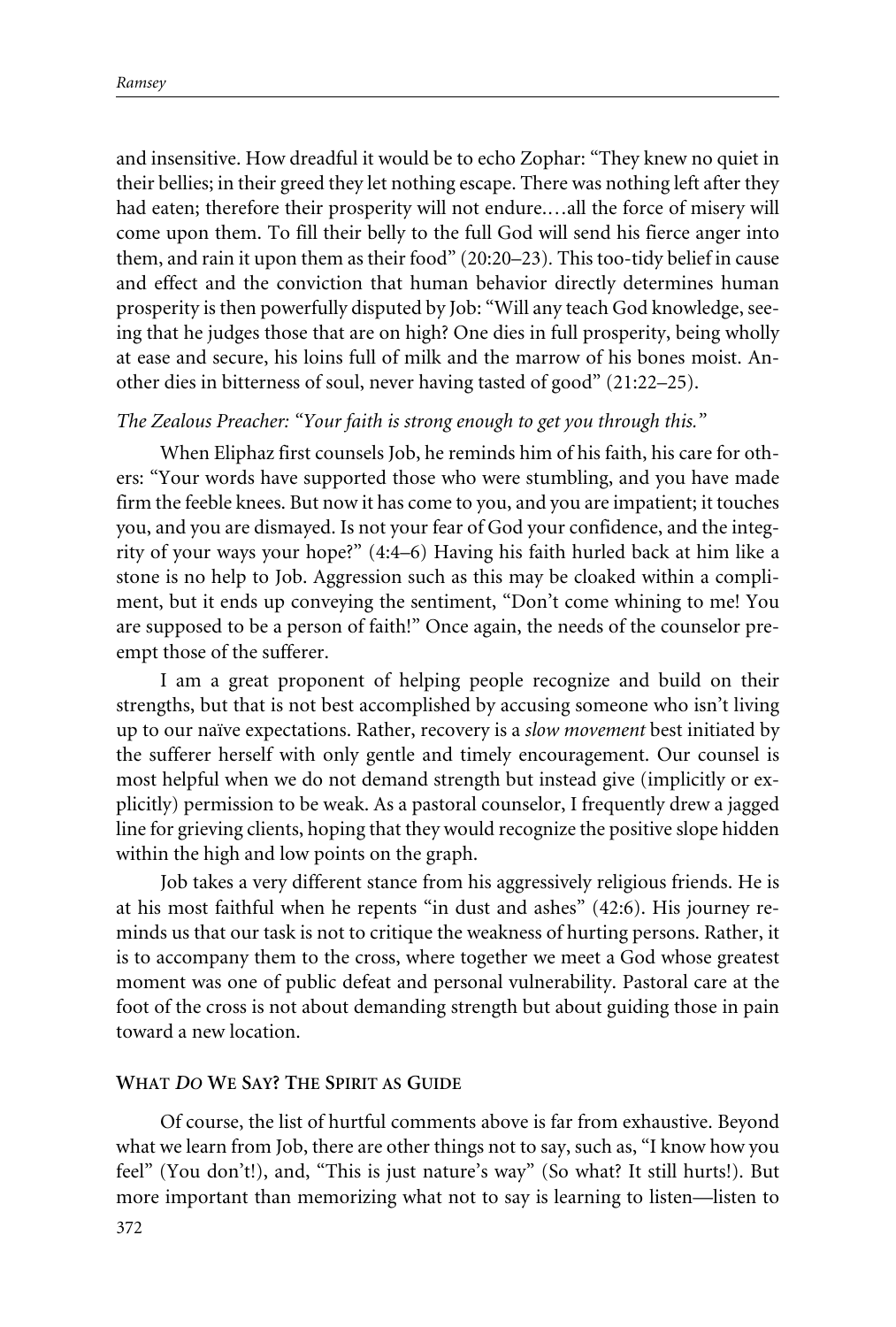and insensitive. How dreadful it would be to echo Zophar: "They knew no quiet in their bellies; in their greed they let nothing escape. There was nothing left after they had eaten; therefore their prosperity will not endure.…all the force of misery will come upon them. To fill their belly to the full God will send his fierce anger into them, and rain it upon them as their food" (20:20–23). This too-tidy belief in cause and effect and the conviction that human behavior directly determines human prosperity is then powerfully disputed by Job: "Will any teach God knowledge, seeing that he judges those that are on high? One dies in full prosperity, being wholly at ease and secure, his loins full of milk and the marrow of his bones moist. Another dies in bitterness of soul, never having tasted of good" (21:22–25).

*The Zealous Preacher: "Your faith is strong enough to get you through this."*

When Eliphaz first counsels Job, he reminds him of his faith, his care for others: "Your words have supported those who were stumbling, and you have made firm the feeble knees. But now it has come to you, and you are impatient; it touches you, and you are dismayed. Is not your fear of God your confidence, and the integrity of your ways your hope?" (4:4–6) Having his faith hurled back at him like a stone is no help to Job. Aggression such as this may be cloaked within a compliment, but it ends up conveying the sentiment, "Don't come whining to me! You are supposed to be a person of faith!" Once again, the needs of the counselor preempt those of the sufferer.

I am a great proponent of helping people recognize and build on their strengths, but that is not best accomplished by accusing someone who isn't living up to our naïve expectations. Rather, recovery is a *slow movement* best initiated by the sufferer herself with only gentle and timely encouragement. Our counsel is most helpful when we do not demand strength but instead give (implicitly or explicitly) permission to be weak. As a pastoral counselor, I frequently drew a jagged line for grieving clients, hoping that they would recognize the positive slope hidden within the high and low points on the graph.

Job takes a very different stance from his aggressively religious friends. He is at his most faithful when he repents "in dust and ashes" (42:6). His journey reminds us that our task is not to critique the weakness of hurting persons. Rather, it is to accompany them to the cross, where together we meet a God whose greatest moment was one of public defeat and personal vulnerability. Pastoral care at the foot of the cross is not about demanding strength but about guiding those in pain toward a new location.

## What *Do* We Say? The Spirit as Guide

Of course, the list of hurtful comments above is far from exhaustive. Beyond what we learn from Job, there are other things not to say, such as, "I know how you feel" (You don't!), and, "This is just nature's way" (So what? It still hurts!). But more important than memorizing what not to say is learning to listen—listen to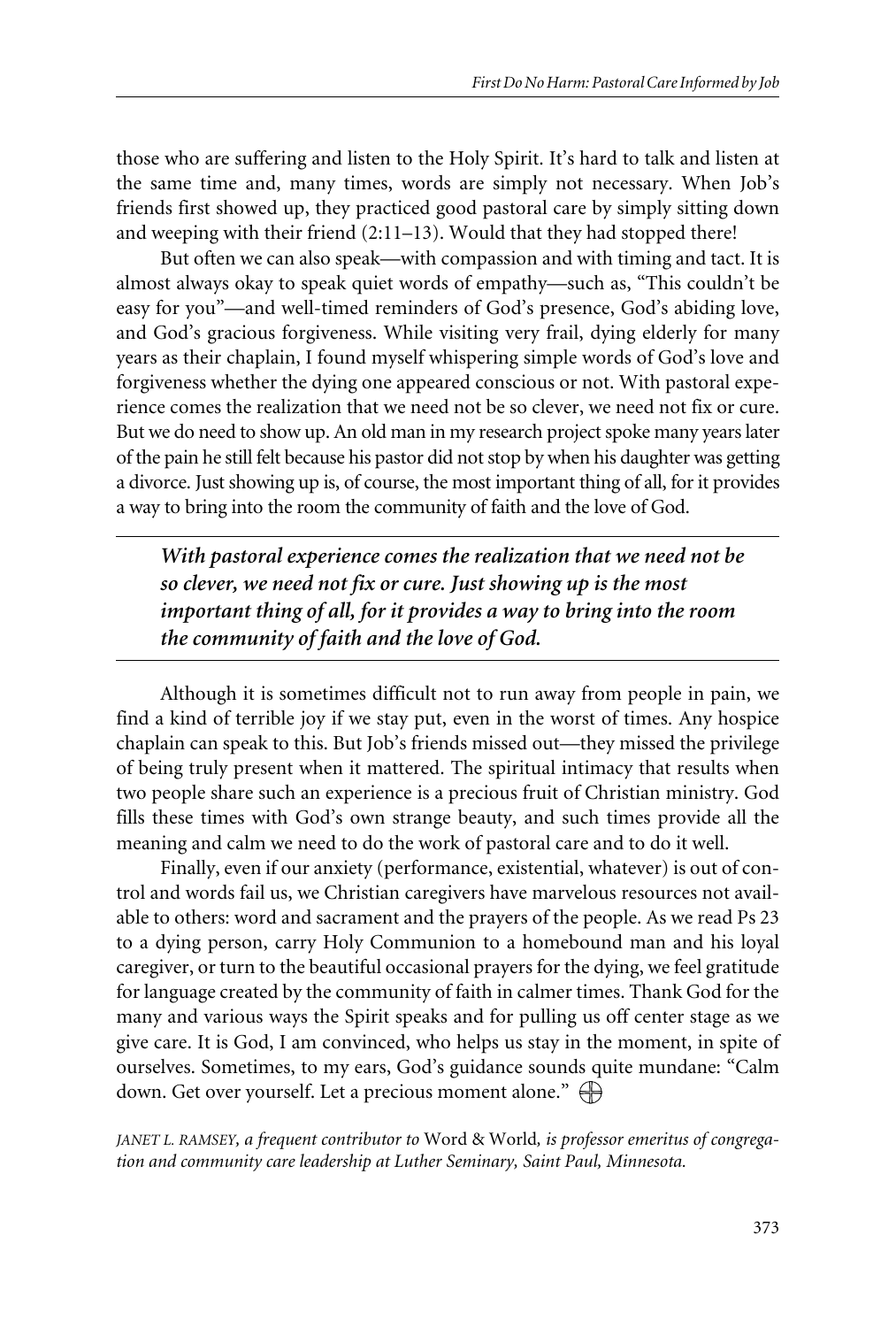those who are suffering and listen to the Holy Spirit. It's hard to talk and listen at the same time and, many times, words are simply not necessary. When Job's friends first showed up, they practiced good pastoral care by simply sitting down and weeping with their friend (2:11–13). Would that they had stopped there!

But often we can also speak—with compassion and with timing and tact. It is almost always okay to speak quiet words of empathy—such as, "This couldn't be easy for you"—and well-timed reminders of God's presence, God's abiding love, and God's gracious forgiveness. While visiting very frail, dying elderly for many years as their chaplain, I found myself whispering simple words of God's love and forgiveness whether the dying one appeared conscious or not. With pastoral experience comes the realization that we need not be so clever, we need not fix or cure. But we do need to show up. An old man in my research project spoke many years later of the pain he still felt because his pastor did not stop by when his daughter was getting a divorce. Just showing up is, of course, the most important thing of all, for it provides a way to bring into the room the community of faith and the love of God.

---

***With pastoral experience comes the realization that we need not be so clever, we need not fix or cure. Just showing up is the most important thing of all, for it provides a way to bring into the room the community of faith and the love of God.***

---

Although it is sometimes difficult not to run away from people in pain, we find a kind of terrible joy if we stay put, even in the worst of times. Any hospice chaplain can speak to this. But Job's friends missed out—they missed the privilege of being truly present when it mattered. The spiritual intimacy that results when two people share such an experience is a precious fruit of Christian ministry. God fills these times with God's own strange beauty, and such times provide all the meaning and calm we need to do the work of pastoral care and to do it well.

Finally, even if our anxiety (performance, existential, whatever) is out of control and words fail us, we Christian caregivers have marvelous resources not available to others: word and sacrament and the prayers of the people. As we read Ps 23 to a dying person, carry Holy Communion to a homebound man and his loyal caregiver, or turn to the beautiful occasional prayers for the dying, we feel gratitude for language created by the community of faith in calmer times. Thank God for the many and various ways the Spirit speaks and for pulling us off center stage as we give care. It is God, I am convinced, who helps us stay in the moment, in spite of ourselves. Sometimes, to my ears, God's guidance sounds quite mundane: "Calm down. Get over yourself. Let a precious moment alone." ⊕

*JANET L. RAMSEY, a frequent contributor to* Word & World*, is professor emeritus of congregation and community care leadership at Luther Seminary, Saint Paul, Minnesota.*